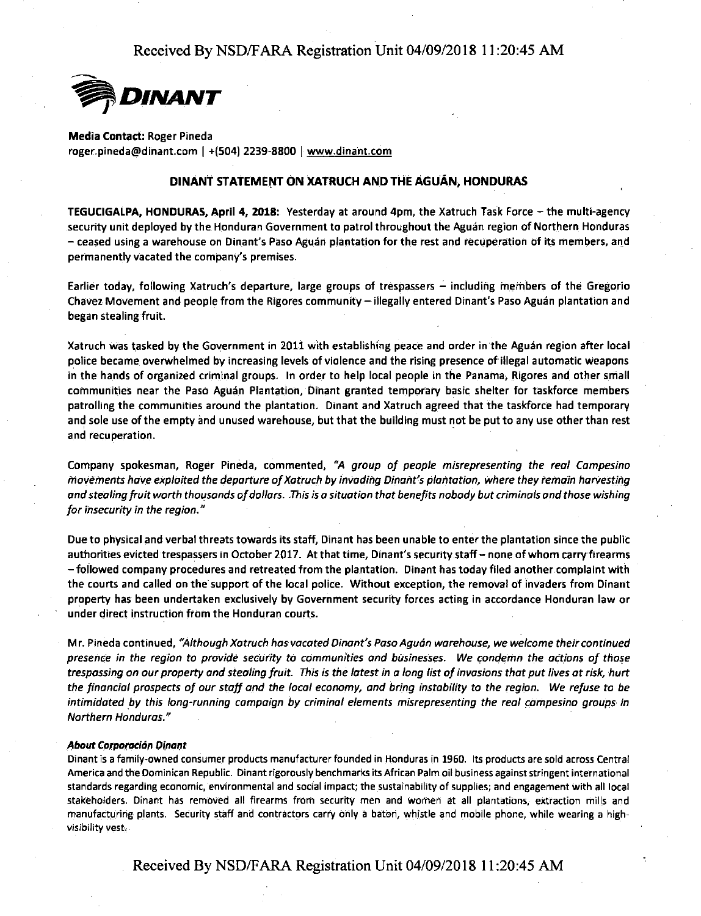**DINANT**

**Media Contact:** Roger Pineda
roger.pineda@dinant.com | +(504) 2239-8800 | www.dinant.com

## DINANT STATEMENT ON XATRUCH AND THE AGUÁN, HONDURAS

**TEGUCIGALPA, HONDURAS, April 4, 2018:** Yesterday at around 4pm, the Xatruch Task Force – the multi-agency security unit deployed by the Honduran Government to patrol throughout the Aguán region of Northern Honduras – ceased using a warehouse on Dinant's Paso Aguán plantation for the rest and recuperation of its members, and permanently vacated the company's premises.

Earlier today, following Xatruch's departure, large groups of trespassers – including members of the Gregorio Chavez Movement and people from the Rigores community – illegally entered Dinant's Paso Aguán plantation and began stealing fruit.

Xatruch was tasked by the Government in 2011 with establishing peace and order in the Aguán region after local police became overwhelmed by increasing levels of violence and the rising presence of illegal automatic weapons in the hands of organized criminal groups. In order to help local people in the Panama, Rigores and other small communities near the Paso Aguán Plantation, Dinant granted temporary basic shelter for taskforce members patrolling the communities around the plantation. Dinant and Xatruch agreed that the taskforce had temporary and sole use of the empty and unused warehouse, but that the building must not be put to any use other than rest and recuperation.

Company spokesman, Roger Pineda, commented, *"A group of people misrepresenting the real Campesino movements have exploited the departure of Xatruch by invading Dinant's plantation, where they remain harvesting and stealing fruit worth thousands of dollars. This is a situation that benefits nobody but criminals and those wishing for insecurity in the region."*

Due to physical and verbal threats towards its staff, Dinant has been unable to enter the plantation since the public authorities evicted trespassers in October 2017. At that time, Dinant's security staff – none of whom carry firearms – followed company procedures and retreated from the plantation. Dinant has today filed another complaint with the courts and called on the support of the local police. Without exception, the removal of invaders from Dinant property has been undertaken exclusively by Government security forces acting in accordance Honduran law or under direct instruction from the Honduran courts.

Mr. Pineda continued, *"Although Xatruch has vacated Dinant's Paso Aguán warehouse, we welcome their continued presence in the region to provide security to communities and businesses. We condemn the actions of those trespassing on our property and stealing fruit. This is the latest in a long list of invasions that put lives at risk, hurt the financial prospects of our staff and the local economy, and bring instability to the region. We refuse to be intimidated by this long-running campaign by criminal elements misrepresenting the real campesino groups in Northern Honduras."*

***About Corporación Dinant***

Dinant is a family-owned consumer products manufacturer founded in Honduras in 1960. Its products are sold across Central America and the Dominican Republic. Dinant rigorously benchmarks its African Palm oil business against stringent international standards regarding economic, environmental and social impact; the sustainability of supplies; and engagement with all local stakeholders. Dinant has removed all firearms from security men and women at all plantations, extraction mills and manufacturing plants. Security staff and contractors carry only a baton, whistle and mobile phone, while wearing a high-visibility vest.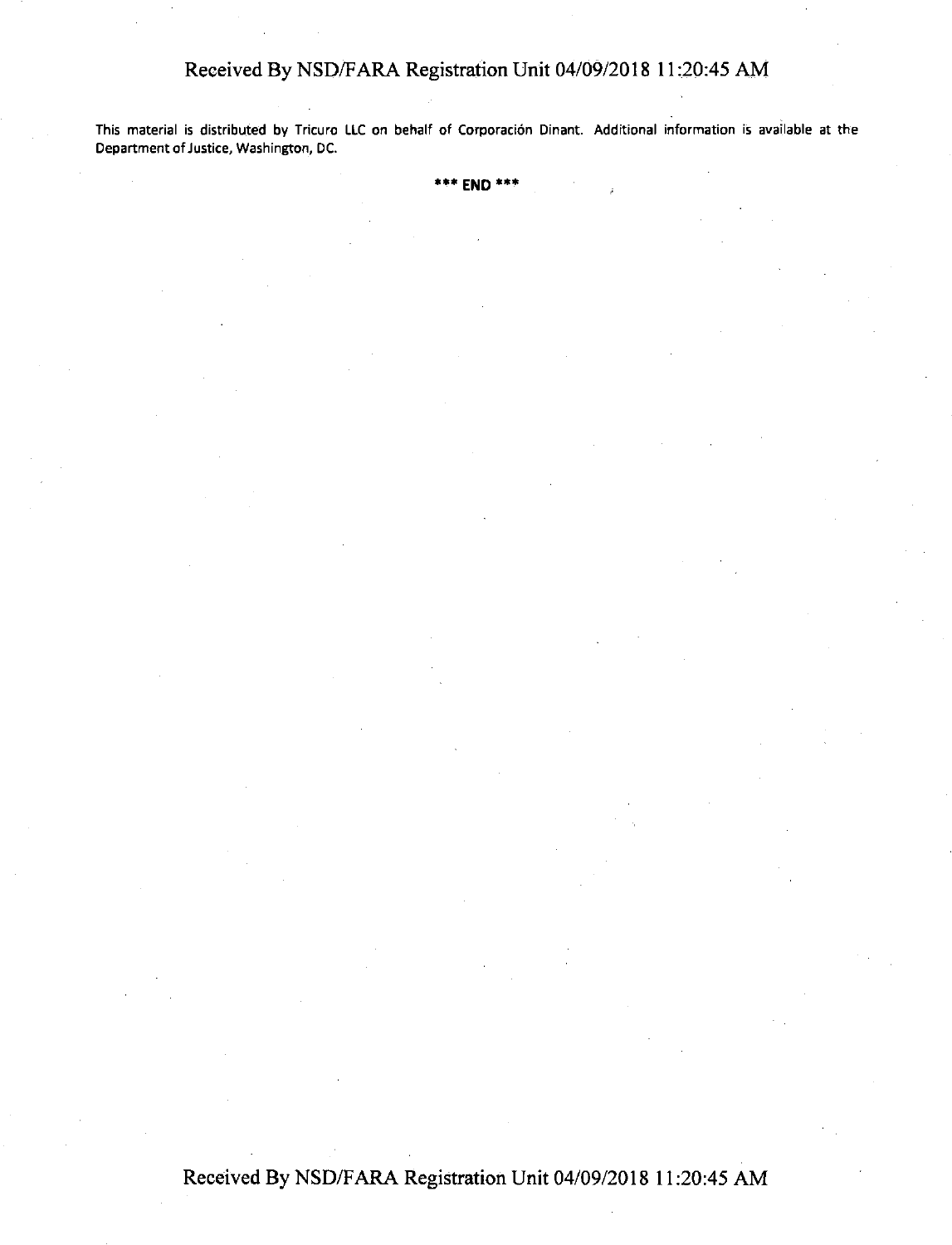This material is distributed by Tricuro LLC on behalf of Corporación Dinant. Additional information is available at the Department of Justice, Washington, DC.

**\*\*\* END \*\*\***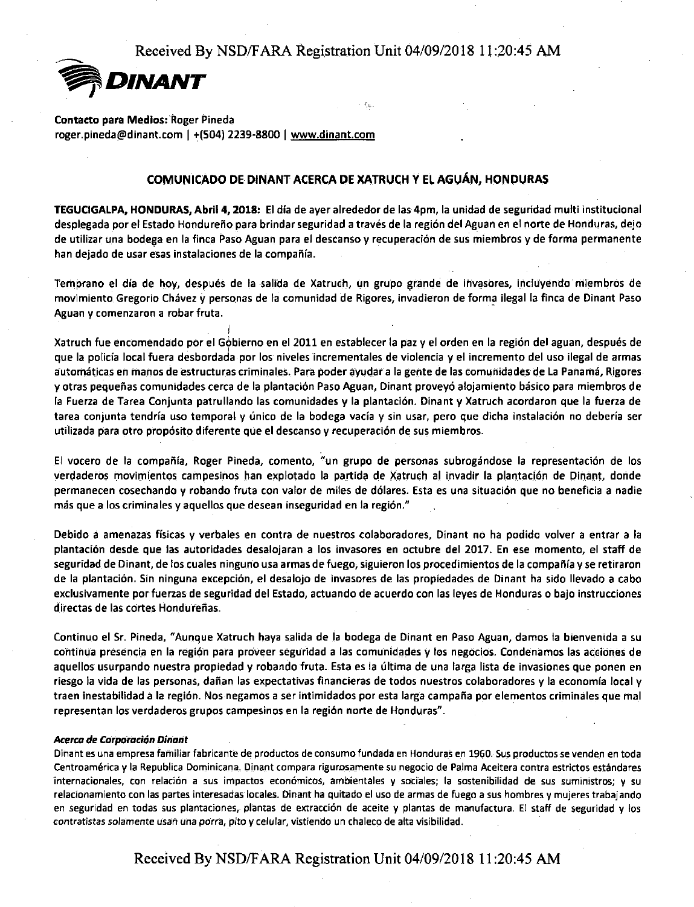**DINANT**

**Contacto para Medios:** Roger Pineda
roger.pineda@dinant.com | +(504) 2239-8800 | www.dinant.com

## COMUNICADO DE DINANT ACERCA DE XATRUCH Y EL AGUÁN, HONDURAS

**TEGUCIGALPA, HONDURAS, Abril 4, 2018:** El día de ayer alrededor de las 4pm, la unidad de seguridad multi institucional desplegada por el Estado Hondureño para brindar seguridad a través de la región del Aguan en el norte de Honduras, dejo de utilizar una bodega en la finca Paso Aguan para el descanso y recuperación de sus miembros y de forma permanente han dejado de usar esas instalaciones de la compañía.

Temprano el día de hoy, después de la salida de Xatruch, un grupo grande de invasores, incluyendo miembros de movimiento Gregorio Chávez y personas de la comunidad de Rigores, invadieron de forma ilegal la finca de Dinant Paso Aguan y comenzaron a robar fruta.

Xatruch fue encomendado por el Gobierno en el 2011 en establecer la paz y el orden en la región del aguan, después de que la policía local fuera desbordada por los niveles incrementales de violencia y el incremento del uso ilegal de armas automáticas en manos de estructuras criminales. Para poder ayudar a la gente de las comunidades de La Panamá, Rigores y otras pequeñas comunidades cerca de la plantación Paso Aguan, Dinant proveyó alojamiento básico para miembros de la Fuerza de Tarea Conjunta patrullando las comunidades y la plantación. Dinant y Xatruch acordaron que la fuerza de tarea conjunta tendría uso temporal y único de la bodega vacía y sin usar, pero que dicha instalación no debería ser utilizada para otro propósito diferente que el descanso y recuperación de sus miembros.

El vocero de la compañía, Roger Pineda, comento, "un grupo de personas subrogándose la representación de los verdaderos movimientos campesinos han explotado la partida de Xatruch al invadir la plantación de Dinant, donde permanecen cosechando y robando fruta con valor de miles de dólares. Esta es una situación que no beneficia a nadie más que a los criminales y aquellos que desean inseguridad en la región."

Debido a amenazas físicas y verbales en contra de nuestros colaboradores, Dinant no ha podido volver a entrar a la plantación desde que las autoridades desalojaran a los invasores en octubre del 2017. En ese momento, el staff de seguridad de Dinant, de los cuales ninguno usa armas de fuego, siguieron los procedimientos de la compañía y se retiraron de la plantación. Sin ninguna excepción, el desalojo de invasores de las propiedades de Dinant ha sido llevado a cabo exclusivamente por fuerzas de seguridad del Estado, actuando de acuerdo con las leyes de Honduras o bajo instrucciones directas de las cortes Hondureñas.

Continuo el Sr. Pineda, "Aunque Xatruch haya salida de la bodega de Dinant en Paso Aguan, damos la bienvenida a su continua presencia en la región para proveer seguridad a las comunidades y los negocios. Condenamos las acciones de aquellos usurpando nuestra propiedad y robando fruta. Esta es la última de una larga lista de invasiones que ponen en riesgo la vida de las personas, dañan las expectativas financieras de todos nuestros colaboradores y la economía local y traen inestabilidad a la región. Nos negamos a ser intimidados por esta larga campaña por elementos criminales que mal representan los verdaderos grupos campesinos en la región norte de Honduras".

***Acerca de Corporación Dinant***

Dinant es una empresa familiar fabricante de productos de consumo fundada en Honduras en 1960. Sus productos se venden en toda Centroamérica y la Republica Dominicana. Dinant compara rigurosamente su negocio de Palma Aceitera contra estrictos estándares internacionales, con relación a sus impactos económicos, ambientales y sociales; la sostenibilidad de sus suministros; y su relacionamiento con las partes interesadas locales. Dinant ha quitado el uso de armas de fuego a sus hombres y mujeres trabajando en seguridad en todas sus plantaciones, plantas de extracción de aceite y plantas de manufactura. El staff de seguridad y los contratistas solamente usan una porra, pito y celular, vistiendo un chaleco de alta visibilidad.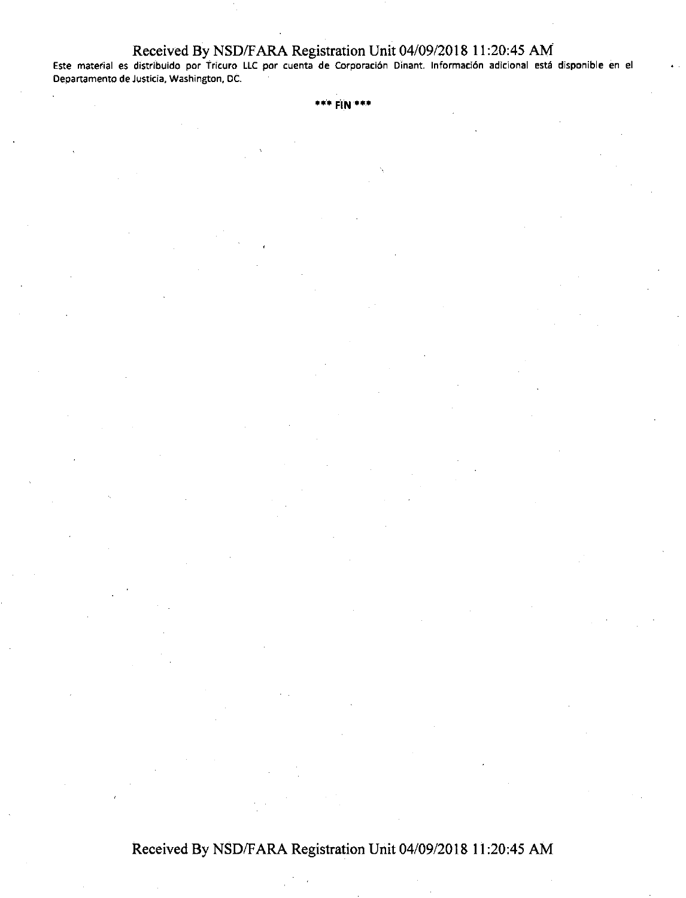Este material es distribuido por Tricuro LLC por cuenta de Corporación Dinant. Información adicional está disponible en el Departamento de Justicia, Washington, DC.

*** FIN ***